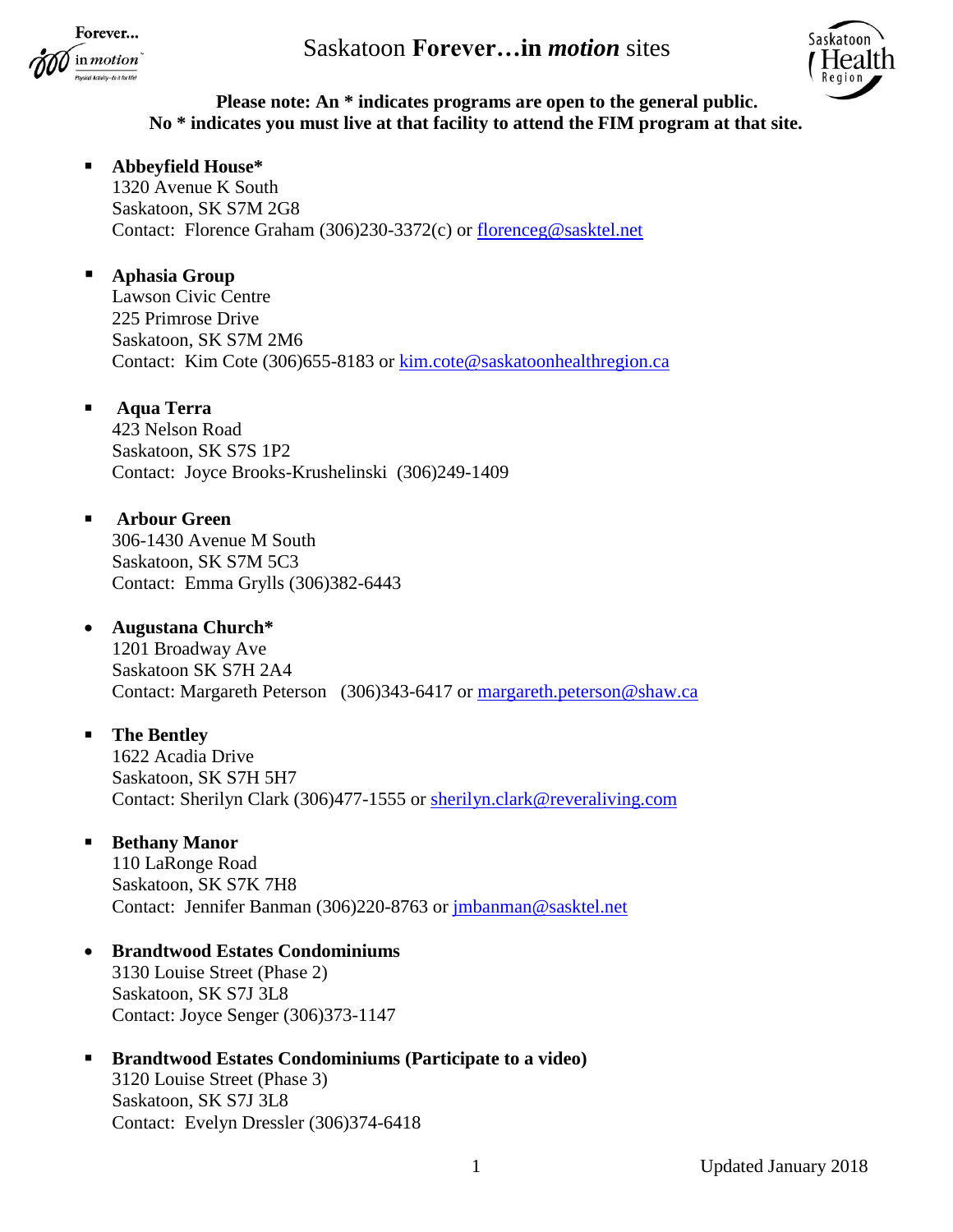# Saskatoon **Forever…in *motion*** sites

**Please note: An * indicates programs are open to the general public.**
**No * indicates you must live at that facility to attend the FIM program at that site.**

- **Abbeyfield House***
  1320 Avenue K South
  Saskatoon, SK S7M 2G8
  Contact: Florence Graham (306)230-3372(c) or florenceg@sasktel.net

- **Aphasia Group**
  Lawson Civic Centre
  225 Primrose Drive
  Saskatoon, SK S7M 2M6
  Contact: Kim Cote (306)655-8183 or kim.cote@saskatoonhealthregion.ca

- **Aqua Terra**
  423 Nelson Road
  Saskatoon, SK S7S 1P2
  Contact: Joyce Brooks-Krushelinski (306)249-1409

- **Arbour Green**
  306-1430 Avenue M South
  Saskatoon, SK S7M 5C3
  Contact: Emma Grylls (306)382-6443

- **Augustana Church***
  1201 Broadway Ave
  Saskatoon SK S7H 2A4
  Contact: Margareth Peterson (306)343-6417 or margareth.peterson@shaw.ca

- **The Bentley**
  1622 Acadia Drive
  Saskatoon, SK S7H 5H7
  Contact: Sherilyn Clark (306)477-1555 or sherilyn.clark@reveraliving.com

- **Bethany Manor**
  110 LaRonge Road
  Saskatoon, SK S7K 7H8
  Contact: Jennifer Banman (306)220-8763 or jmbanman@sasktel.net

- **Brandtwood Estates Condominiums**
  3130 Louise Street (Phase 2)
  Saskatoon, SK S7J 3L8
  Contact: Joyce Senger (306)373-1147

- **Brandtwood Estates Condominiums (Participate to a video)**
  3120 Louise Street (Phase 3)
  Saskatoon, SK S7J 3L8
  Contact: Evelyn Dressler (306)374-6418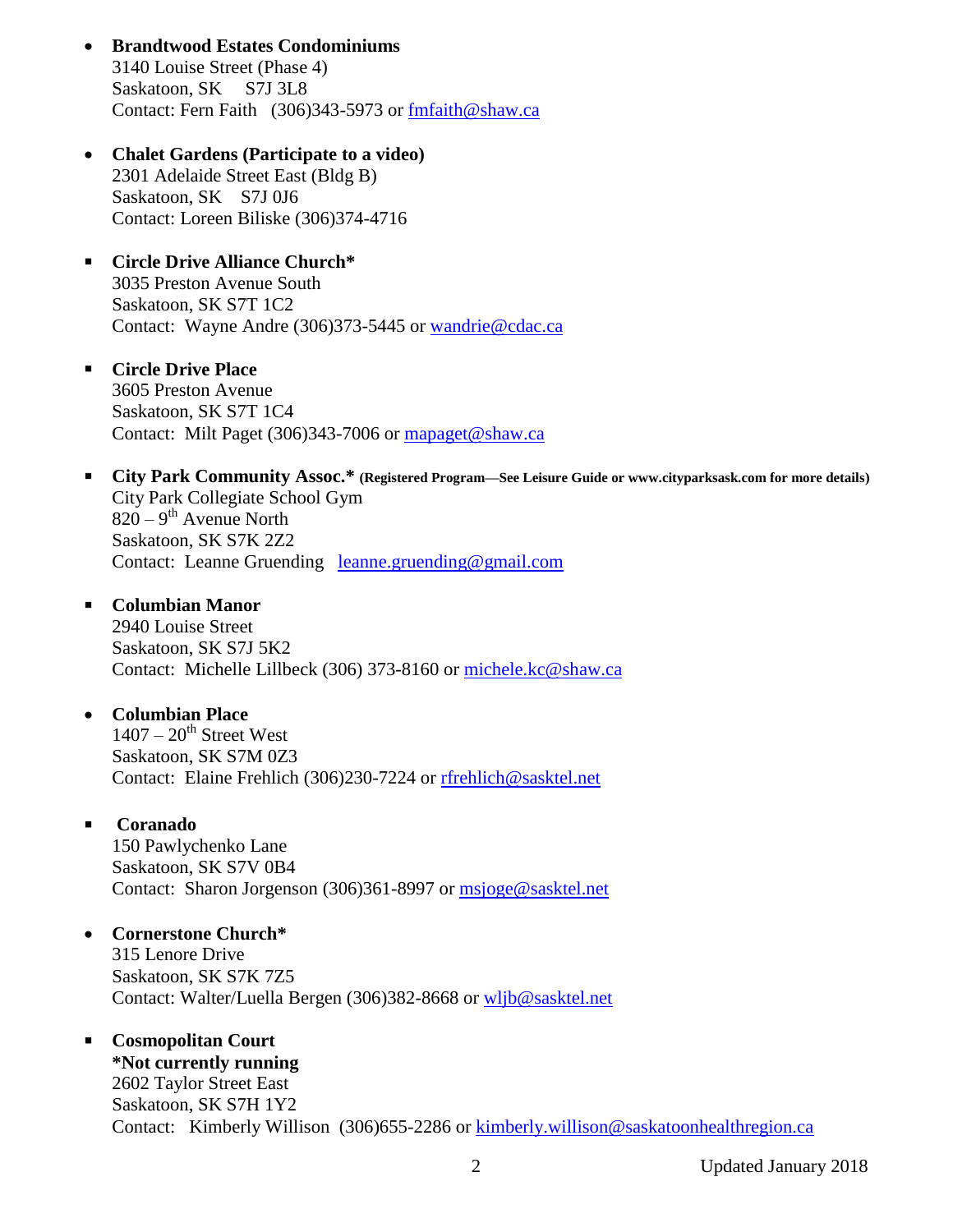- **Brandtwood Estates Condominiums**
  3140 Louise Street (Phase 4)
  Saskatoon, SK S7J 3L8
  Contact: Fern Faith (306)343-5973 or fmfaith@shaw.ca

- **Chalet Gardens (Participate to a video)**
  2301 Adelaide Street East (Bldg B)
  Saskatoon, SK S7J 0J6
  Contact: Loreen Biliske (306)374-4716

- **Circle Drive Alliance Church***
  3035 Preston Avenue South
  Saskatoon, SK S7T 1C2
  Contact: Wayne Andre (306)373-5445 or wandrie@cdac.ca

- **Circle Drive Place**
  3605 Preston Avenue
  Saskatoon, SK S7T 1C4
  Contact: Milt Paget (306)343-7006 or mapaget@shaw.ca

- **City Park Community Assoc.* (Registered Program—See Leisure Guide or www.cityparksask.com for more details)**
  City Park Collegiate School Gym
  820 – 9th Avenue North
  Saskatoon, SK S7K 2Z2
  Contact: Leanne Gruending leanne.gruending@gmail.com

- **Columbian Manor**
  2940 Louise Street
  Saskatoon, SK S7J 5K2
  Contact: Michelle Lillbeck (306) 373-8160 or michele.kc@shaw.ca

- **Columbian Place**
  1407 – 20th Street West
  Saskatoon, SK S7M 0Z3
  Contact: Elaine Frehlich (306)230-7224 or rfrehlich@sasktel.net

- **Coranado**
  150 Pawlychenko Lane
  Saskatoon, SK S7V 0B4
  Contact: Sharon Jorgenson (306)361-8997 or msjoge@sasktel.net

- **Cornerstone Church***
  315 Lenore Drive
  Saskatoon, SK S7K 7Z5
  Contact: Walter/Luella Bergen (306)382-8668 or wljb@sasktel.net

- **Cosmopolitan Court**
  **\*Not currently running**
  2602 Taylor Street East
  Saskatoon, SK S7H 1Y2
  Contact: Kimberly Willison (306)655-2286 or kimberly.willison@saskatoonhealthregion.ca

Updated January 2018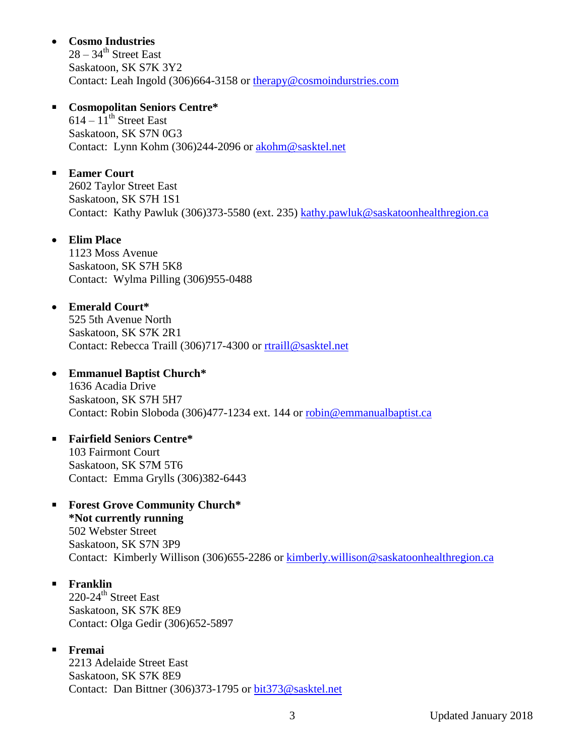- **Cosmo Industries**
  28 – 34th Street East
  Saskatoon, SK S7K 3Y2
  Contact: Leah Ingold (306)664-3158 or therapy@cosmoindurstries.com

- **Cosmopolitan Seniors Centre***
  614 – 11th Street East
  Saskatoon, SK S7N 0G3
  Contact: Lynn Kohm (306)244-2096 or akohm@sasktel.net

- **Eamer Court**
  2602 Taylor Street East
  Saskatoon, SK S7H 1S1
  Contact: Kathy Pawluk (306)373-5580 (ext. 235) kathy.pawluk@saskatoonhealthregion.ca

- **Elim Place**
  1123 Moss Avenue
  Saskatoon, SK S7H 5K8
  Contact: Wylma Pilling (306)955-0488

- **Emerald Court***
  525 5th Avenue North
  Saskatoon, SK S7K 2R1
  Contact: Rebecca Traill (306)717-4300 or rtraill@sasktel.net

- **Emmanuel Baptist Church***
  1636 Acadia Drive
  Saskatoon, SK S7H 5H7
  Contact: Robin Sloboda (306)477-1234 ext. 144 or robin@emmanualbaptist.ca

- **Fairfield Seniors Centre***
  103 Fairmont Court
  Saskatoon, SK S7M 5T6
  Contact: Emma Grylls (306)382-6443

- **Forest Grove Community Church***
  ***Not currently running**
  502 Webster Street
  Saskatoon, SK S7N 3P9
  Contact: Kimberly Willison (306)655-2286 or kimberly.willison@saskatoonhealthregion.ca

- **Franklin**
  220-24th Street East
  Saskatoon, SK S7K 8E9
  Contact: Olga Gedir (306)652-5897

- **Fremai**
  2213 Adelaide Street East
  Saskatoon, SK S7K 8E9
  Contact: Dan Bittner (306)373-1795 or bit373@sasktel.net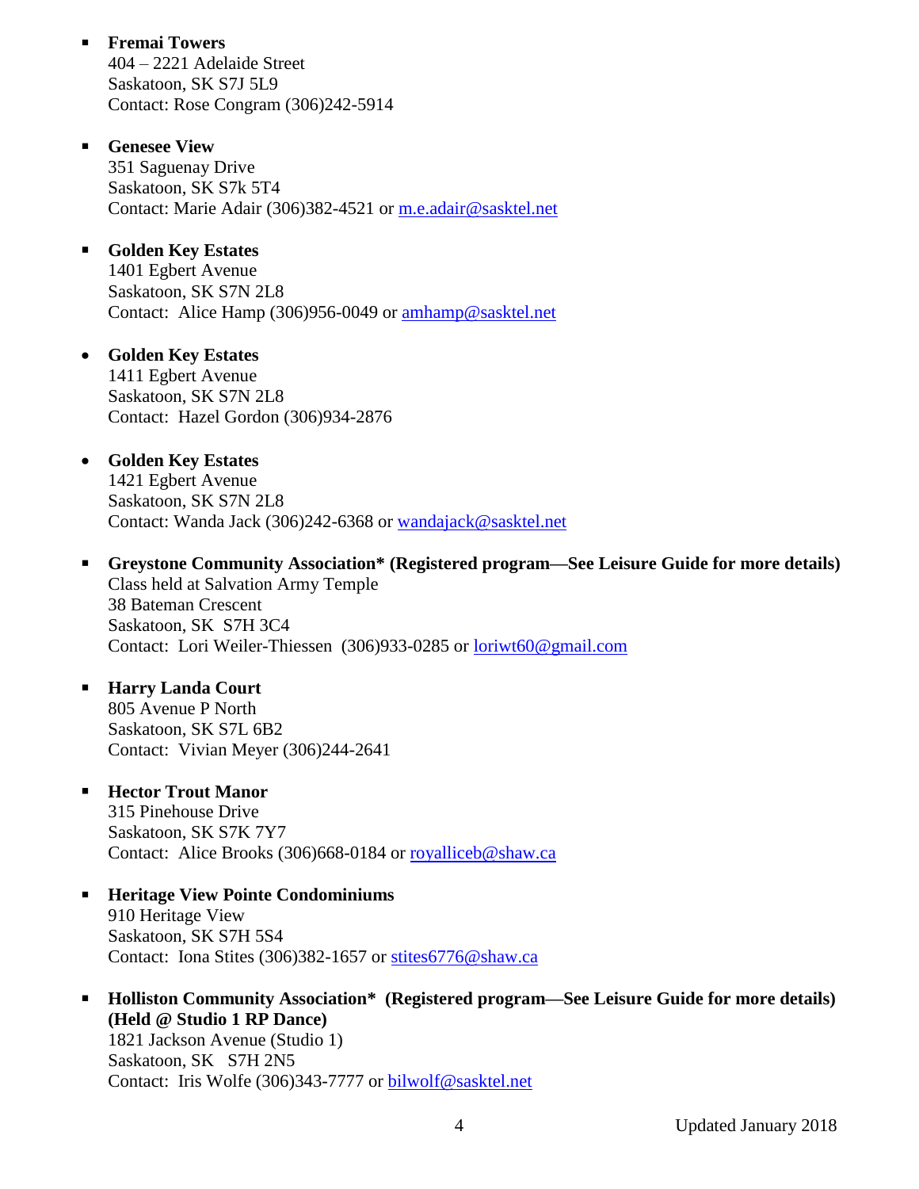- **Fremai Towers**
  404 – 2221 Adelaide Street
  Saskatoon, SK S7J 5L9
  Contact: Rose Congram (306)242-5914

- **Genesee View**
  351 Saguenay Drive
  Saskatoon, SK S7k 5T4
  Contact: Marie Adair (306)382-4521 or m.e.adair@sasktel.net

- **Golden Key Estates**
  1401 Egbert Avenue
  Saskatoon, SK S7N 2L8
  Contact: Alice Hamp (306)956-0049 or amhamp@sasktel.net

- **Golden Key Estates**
  1411 Egbert Avenue
  Saskatoon, SK S7N 2L8
  Contact: Hazel Gordon (306)934-2876

- **Golden Key Estates**
  1421 Egbert Avenue
  Saskatoon, SK S7N 2L8
  Contact: Wanda Jack (306)242-6368 or wandajack@sasktel.net

- **Greystone Community Association* (Registered program—See Leisure Guide for more details)**
  Class held at Salvation Army Temple
  38 Bateman Crescent
  Saskatoon, SK S7H 3C4
  Contact: Lori Weiler-Thiessen (306)933-0285 or loriwt60@gmail.com

- **Harry Landa Court**
  805 Avenue P North
  Saskatoon, SK S7L 6B2
  Contact: Vivian Meyer (306)244-2641

- **Hector Trout Manor**
  315 Pinehouse Drive
  Saskatoon, SK S7K 7Y7
  Contact: Alice Brooks (306)668-0184 or royalliceb@shaw.ca

- **Heritage View Pointe Condominiums**
  910 Heritage View
  Saskatoon, SK S7H 5S4
  Contact: Iona Stites (306)382-1657 or stites6776@shaw.ca

- **Holliston Community Association* (Registered program—See Leisure Guide for more details) (Held @ Studio 1 RP Dance)**
  1821 Jackson Avenue (Studio 1)
  Saskatoon, SK S7H 2N5
  Contact: Iris Wolfe (306)343-7777 or bilwolf@sasktel.net

Updated January 2018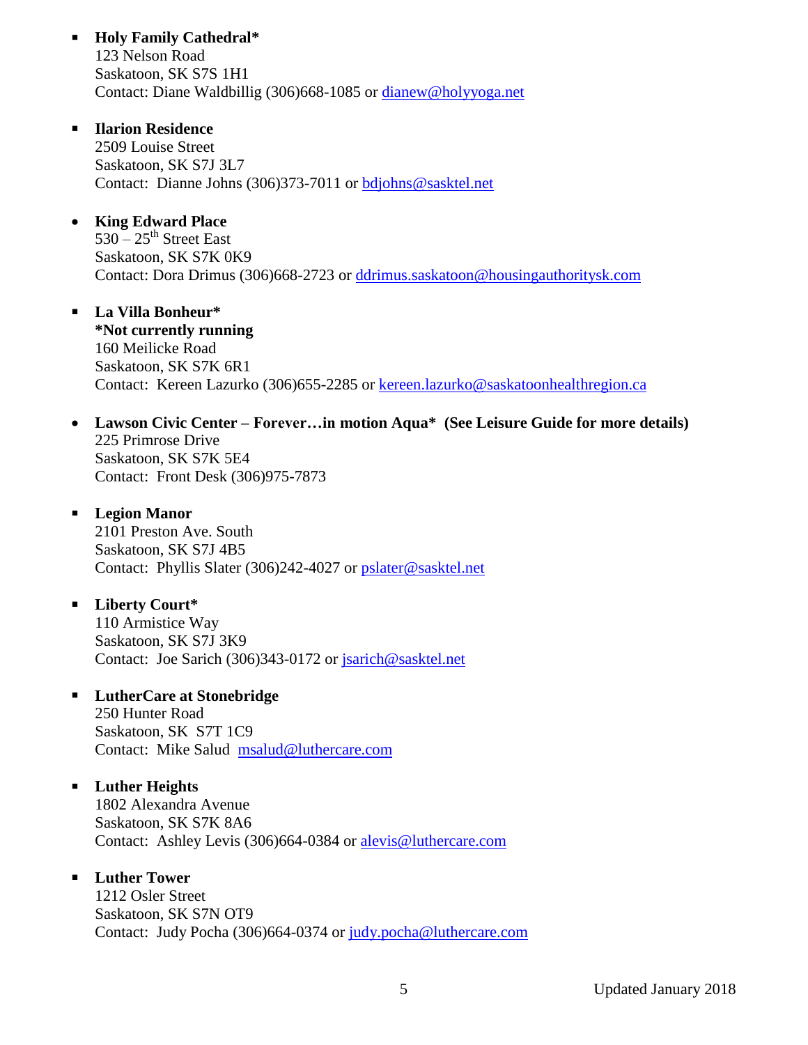- **Holy Family Cathedral***
  123 Nelson Road
  Saskatoon, SK S7S 1H1
  Contact: Diane Waldbillig (306)668-1085 or dianew@holyyoga.net

- **Ilarion Residence**
  2509 Louise Street
  Saskatoon, SK S7J 3L7
  Contact: Dianne Johns (306)373-7011 or bdjohns@sasktel.net

- **King Edward Place**
  530 – 25th Street East
  Saskatoon, SK S7K 0K9
  Contact: Dora Drimus (306)668-2723 or ddrimus.saskatoon@housingauthoritysk.com

- **La Villa Bonheur***
  ***Not currently running**
  160 Meilicke Road
  Saskatoon, SK S7K 6R1
  Contact: Kereen Lazurko (306)655-2285 or kereen.lazurko@saskatoonhealthregion.ca

- **Lawson Civic Center – Forever…in motion Aqua* (See Leisure Guide for more details)**
  225 Primrose Drive
  Saskatoon, SK S7K 5E4
  Contact: Front Desk (306)975-7873

- **Legion Manor**
  2101 Preston Ave. South
  Saskatoon, SK S7J 4B5
  Contact: Phyllis Slater (306)242-4027 or pslater@sasktel.net

- **Liberty Court***
  110 Armistice Way
  Saskatoon, SK S7J 3K9
  Contact: Joe Sarich (306)343-0172 or jsarich@sasktel.net

- **LutherCare at Stonebridge**
  250 Hunter Road
  Saskatoon, SK S7T 1C9
  Contact: Mike Salud msalud@luthercare.com

- **Luther Heights**
  1802 Alexandra Avenue
  Saskatoon, SK S7K 8A6
  Contact: Ashley Levis (306)664-0384 or alevis@luthercare.com

- **Luther Tower**
  1212 Osler Street
  Saskatoon, SK S7N OT9
  Contact: Judy Pocha (306)664-0374 or judy.pocha@luthercare.com

Updated January 2018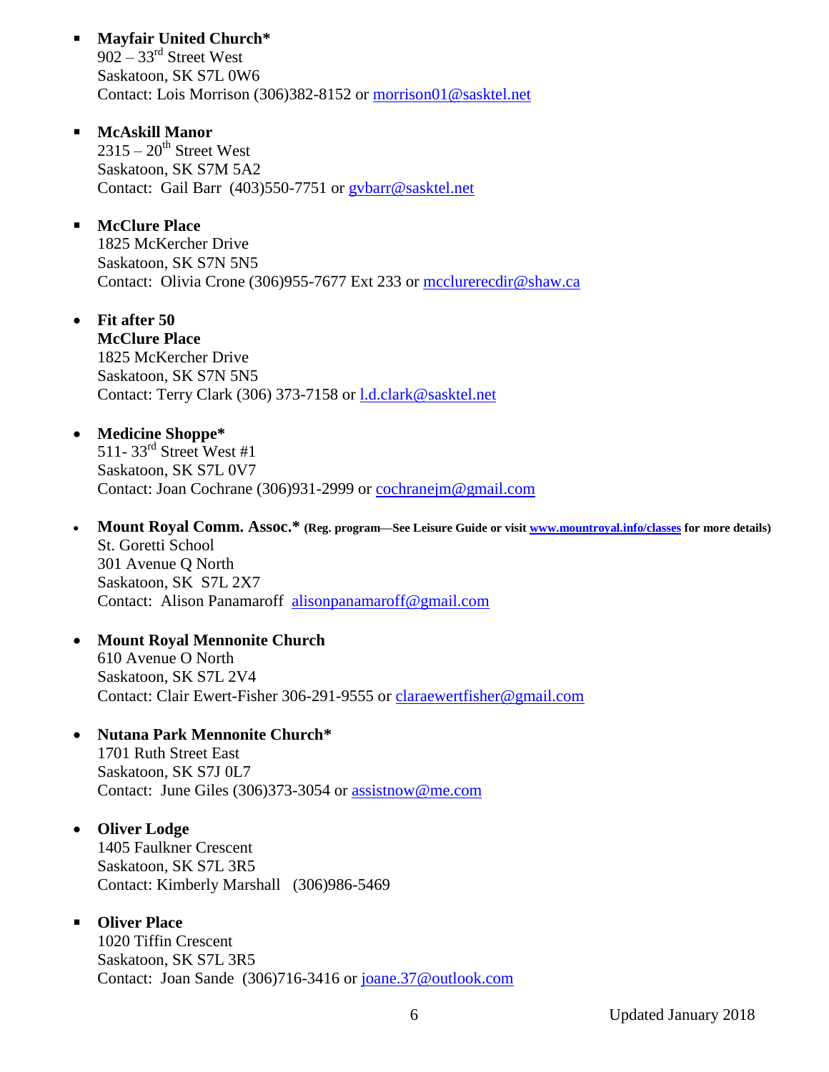- **Mayfair United Church***
  902 – 33rd Street West
  Saskatoon, SK S7L 0W6
  Contact: Lois Morrison (306)382-8152 or morrison01@sasktel.net

- **McAskill Manor**
  2315 – 20th Street West
  Saskatoon, SK S7M 5A2
  Contact: Gail Barr (403)550-7751 or gvbarr@sasktel.net

- **McClure Place**
  1825 McKercher Drive
  Saskatoon, SK S7N 5N5
  Contact: Olivia Crone (306)955-7677 Ext 233 or mcclurerecdir@shaw.ca

- **Fit after 50**
  **McClure Place**
  1825 McKercher Drive
  Saskatoon, SK S7N 5N5
  Contact: Terry Clark (306) 373-7158 or l.d.clark@sasktel.net

- **Medicine Shoppe***
  511- 33rd Street West #1
  Saskatoon, SK S7L 0V7
  Contact: Joan Cochrane (306)931-2999 or cochranejm@gmail.com

- **Mount Royal Comm. Assoc.*** **(Reg. program—See Leisure Guide or visit www.mountroyal.info/classes for more details)**
  St. Goretti School
  301 Avenue Q North
  Saskatoon, SK S7L 2X7
  Contact: Alison Panamaroff alisonpanamaroff@gmail.com

- **Mount Royal Mennonite Church**
  610 Avenue O North
  Saskatoon, SK S7L 2V4
  Contact: Clair Ewert-Fisher 306-291-9555 or claraewertfisher@gmail.com

- **Nutana Park Mennonite Church***
  1701 Ruth Street East
  Saskatoon, SK S7J 0L7
  Contact: June Giles (306)373-3054 or assistnow@me.com

- **Oliver Lodge**
  1405 Faulkner Crescent
  Saskatoon, SK S7L 3R5
  Contact: Kimberly Marshall (306)986-5469

- **Oliver Place**
  1020 Tiffin Crescent
  Saskatoon, SK S7L 3R5
  Contact: Joan Sande (306)716-3416 or joane.37@outlook.com

Updated January 2018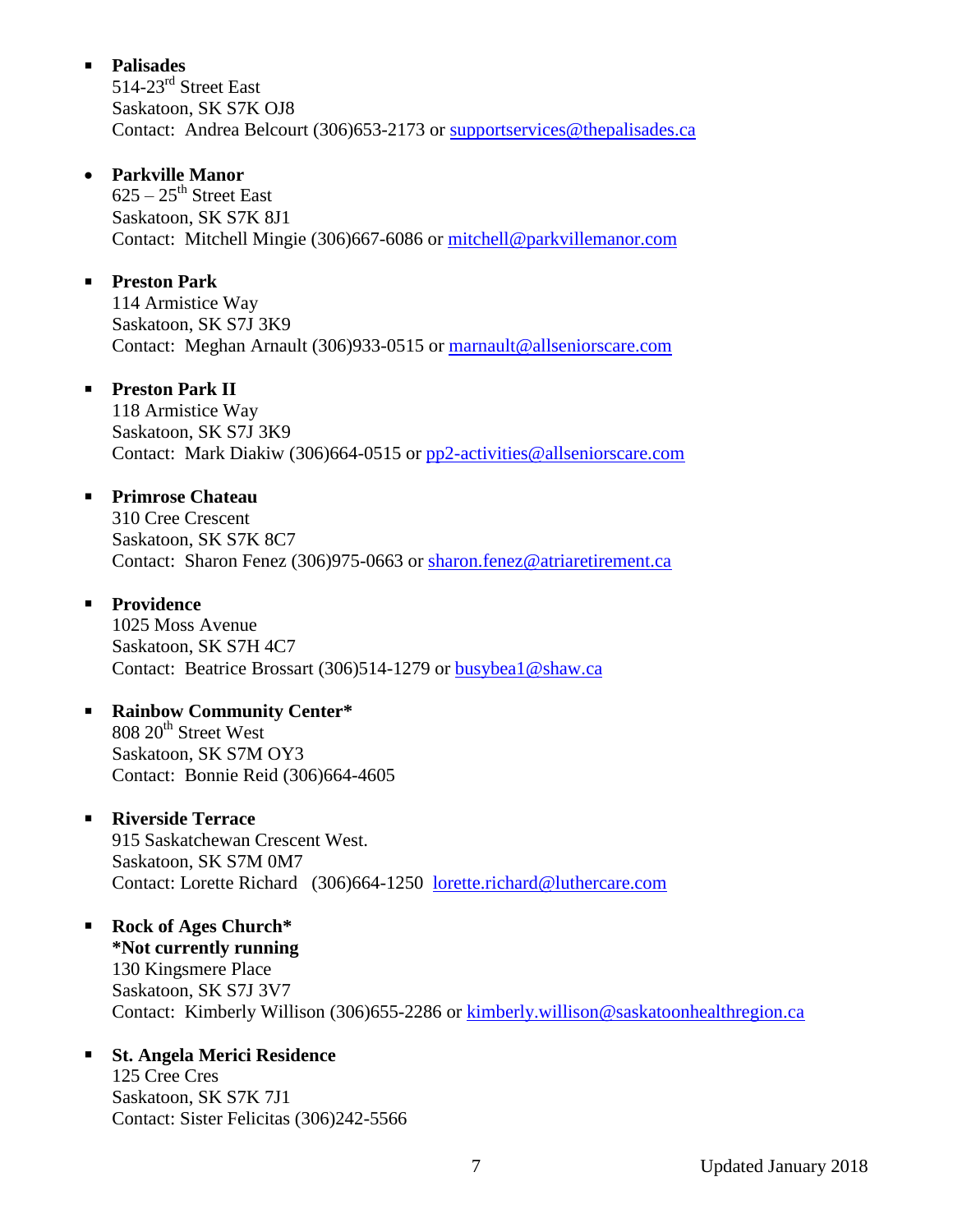- **Palisades**
  514-23rd Street East
  Saskatoon, SK S7K OJ8
  Contact: Andrea Belcourt (306)653-2173 or supportservices@thepalisades.ca

- **Parkville Manor**
  625 – 25th Street East
  Saskatoon, SK S7K 8J1
  Contact: Mitchell Mingie (306)667-6086 or mitchell@parkvillemanor.com

- **Preston Park**
  114 Armistice Way
  Saskatoon, SK S7J 3K9
  Contact: Meghan Arnault (306)933-0515 or marnault@allseniorscare.com

- **Preston Park II**
  118 Armistice Way
  Saskatoon, SK S7J 3K9
  Contact: Mark Diakiw (306)664-0515 or pp2-activities@allseniorscare.com

- **Primrose Chateau**
  310 Cree Crescent
  Saskatoon, SK S7K 8C7
  Contact: Sharon Fenez (306)975-0663 or sharon.fenez@atriaretirement.ca

- **Providence**
  1025 Moss Avenue
  Saskatoon, SK S7H 4C7
  Contact: Beatrice Brossart (306)514-1279 or busybea1@shaw.ca

- **Rainbow Community Center***
  808 20th Street West
  Saskatoon, SK S7M OY3
  Contact: Bonnie Reid (306)664-4605

- **Riverside Terrace**
  915 Saskatchewan Crescent West.
  Saskatoon, SK S7M 0M7
  Contact: Lorette Richard (306)664-1250 lorette.richard@luthercare.com

- **Rock of Ages Church***
  ***Not currently running**
  130 Kingsmere Place
  Saskatoon, SK S7J 3V7
  Contact: Kimberly Willison (306)655-2286 or kimberly.willison@saskatoonhealthregion.ca

- **St. Angela Merici Residence**
  125 Cree Cres
  Saskatoon, SK S7K 7J1
  Contact: Sister Felicitas (306)242-5566

Updated January 2018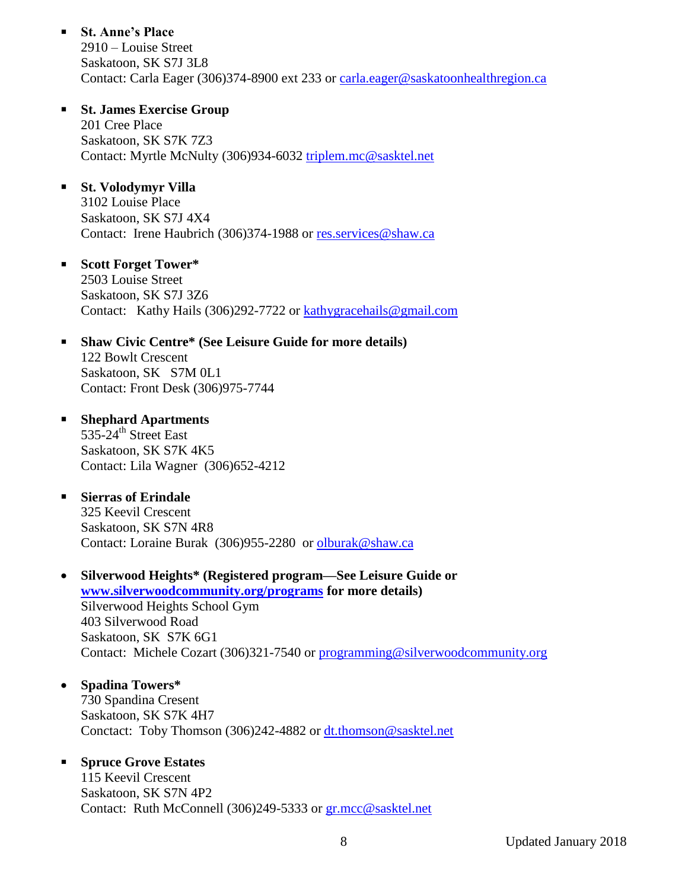- **St. Anne's Place**
  2910 – Louise Street
  Saskatoon, SK S7J 3L8
  Contact: Carla Eager (306)374-8900 ext 233 or carla.eager@saskatoonhealthregion.ca

- **St. James Exercise Group**
  201 Cree Place
  Saskatoon, SK S7K 7Z3
  Contact: Myrtle McNulty (306)934-6032 triplem.mc@sasktel.net

- **St. Volodymyr Villa**
  3102 Louise Place
  Saskatoon, SK S7J 4X4
  Contact: Irene Haubrich (306)374-1988 or res.services@shaw.ca

- **Scott Forget Tower***
  2503 Louise Street
  Saskatoon, SK S7J 3Z6
  Contact: Kathy Hails (306)292-7722 or kathygracehails@gmail.com

- **Shaw Civic Centre* (See Leisure Guide for more details)**
  122 Bowlt Crescent
  Saskatoon, SK S7M 0L1
  Contact: Front Desk (306)975-7744

- **Shephard Apartments**
  535-24th Street East
  Saskatoon, SK S7K 4K5
  Contact: Lila Wagner (306)652-4212

- **Sierras of Erindale**
  325 Keevil Crescent
  Saskatoon, SK S7N 4R8
  Contact: Loraine Burak (306)955-2280 or olburak@shaw.ca

- **Silverwood Heights* (Registered program—See Leisure Guide or www.silverwoodcommunity.org/programs for more details)**
  Silverwood Heights School Gym
  403 Silverwood Road
  Saskatoon, SK S7K 6G1
  Contact: Michele Cozart (306)321-7540 or programming@silverwoodcommunity.org

- **Spadina Towers***
  730 Spandina Cresent
  Saskatoon, SK S7K 4H7
  Conctact: Toby Thomson (306)242-4882 or dt.thomson@sasktel.net

- **Spruce Grove Estates**
  115 Keevil Crescent
  Saskatoon, SK S7N 4P2
  Contact: Ruth McConnell (306)249-5333 or gr.mcc@sasktel.net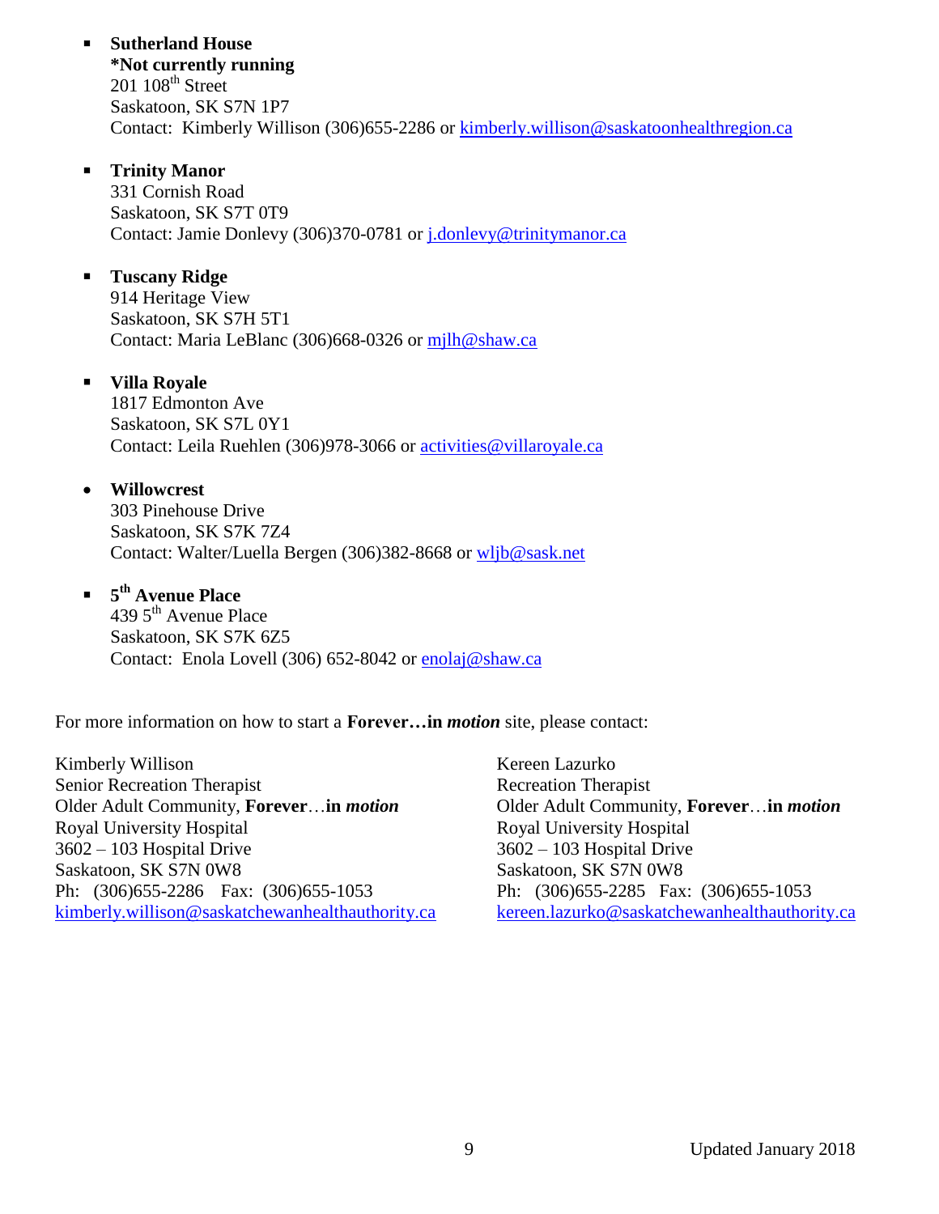- **Sutherland House**
  **\*Not currently running**
  201 108th Street
  Saskatoon, SK S7N 1P7
  Contact: Kimberly Willison (306)655-2286 or kimberly.willison@saskatoonhealthregion.ca

- **Trinity Manor**
  331 Cornish Road
  Saskatoon, SK S7T 0T9
  Contact: Jamie Donlevy (306)370-0781 or j.donlevy@trinitymanor.ca

- **Tuscany Ridge**
  914 Heritage View
  Saskatoon, SK S7H 5T1
  Contact: Maria LeBlanc (306)668-0326 or mjlh@shaw.ca

- **Villa Royale**
  1817 Edmonton Ave
  Saskatoon, SK S7L 0Y1
  Contact: Leila Ruehlen (306)978-3066 or activities@villaroyale.ca

- **Willowcrest**
  303 Pinehouse Drive
  Saskatoon, SK S7K 7Z4
  Contact: Walter/Luella Bergen (306)382-8668 or wljb@sask.net

- **5th Avenue Place**
  439 5th Avenue Place
  Saskatoon, SK S7K 6Z5
  Contact: Enola Lovell (306) 652-8042 or enolaj@shaw.ca

For more information on how to start a **Forever…in *motion*** site, please contact:

Kimberly Willison
Senior Recreation Therapist
Older Adult Community, **Forever**…**in *motion***
Royal University Hospital
3602 – 103 Hospital Drive
Saskatoon, SK S7N 0W8
Ph: (306)655-2286 Fax: (306)655-1053
kimberly.willison@saskatchewanhealthauthority.ca

Kereen Lazurko
Recreation Therapist
Older Adult Community, **Forever**…**in *motion***
Royal University Hospital
3602 – 103 Hospital Drive
Saskatoon, SK S7N 0W8
Ph: (306)655-2285 Fax: (306)655-1053
kereen.lazurko@saskatchewanhealthauthority.ca

Updated January 2018